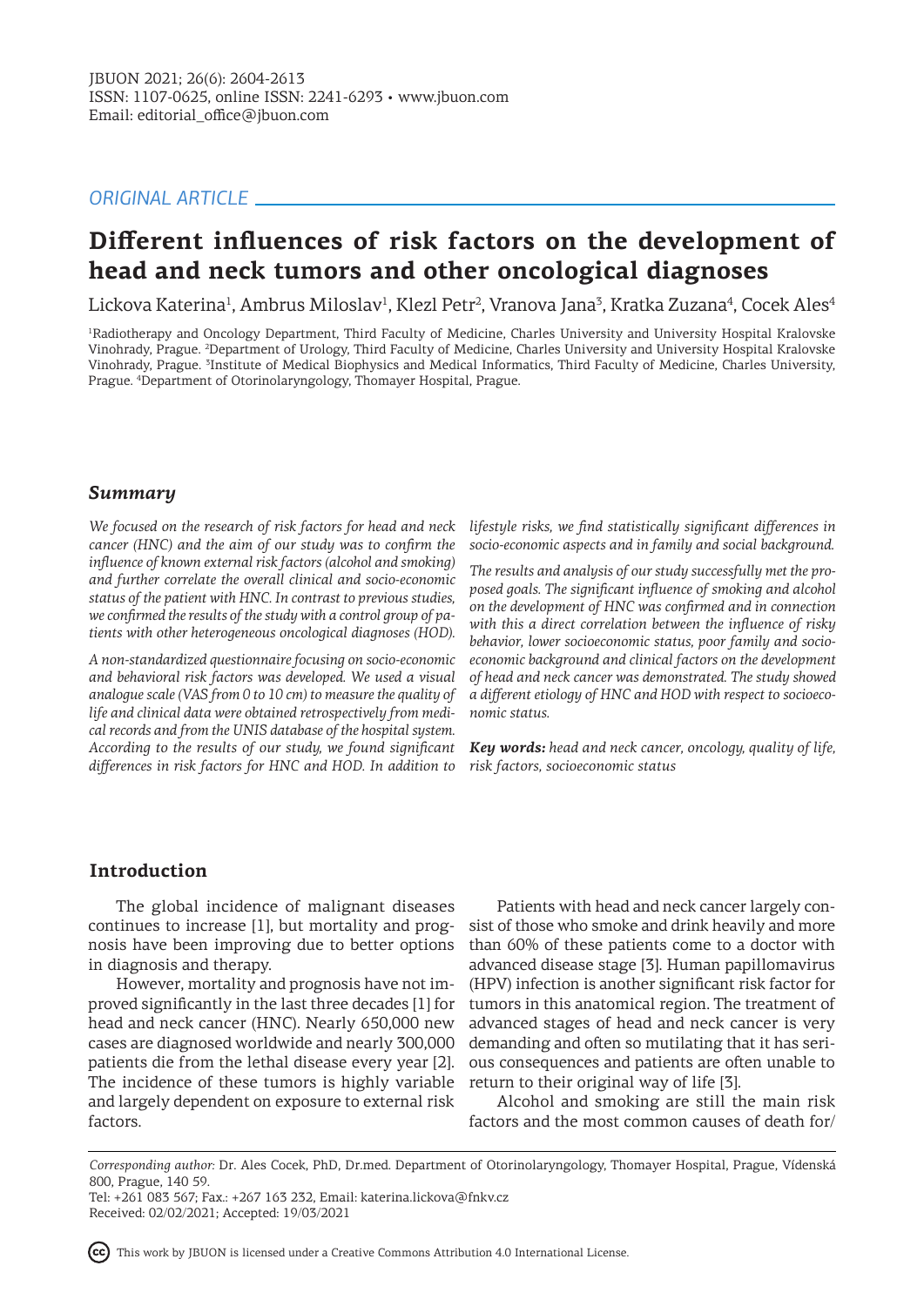ORIGINAL ARTICLE

# Different influences of risk factors on the development of head and neck tumors and other oncological diagnoses

Lickova Katerina[1], Ambrus Miloslav[1], Klezl Petr[2], Vranova Jana[3], Kratka Zuzana[4], Cocek Ales[4]

[1]Radiotherapy and Oncology Department, Third Faculty of Medicine, Charles University and University Hospital Kralovske Vinohrady, Prague. [2]Department of Urology, Third Faculty of Medicine, Charles University and University Hospital Kralovske Vinohrady, Prague. [3]Institute of Medical Biophysics and Medical Informatics, Third Faculty of Medicine, Charles University, Prague. [4]Department of Otorinolaryngology, Thomayer Hospital, Prague.

## Summary

*We focused on the research of risk factors for head and neck cancer (HNC) and the aim of our study was to confirm the influence of known external risk factors (alcohol and smoking) and further correlate the overall clinical and socio-economic status of the patient with HNC. In contrast to previous studies, we confirmed the results of the study with a control group of patients with other heterogeneous oncological diagnoses (HOD).*

*A non-standardized questionnaire focusing on socio-economic and behavioral risk factors was developed. We used a visual analogue scale (VAS from 0 to 10 cm) to measure the quality of life and clinical data were obtained retrospectively from medical records and from the UNIS database of the hospital system. According to the results of our study, we found significant differences in risk factors for HNC and HOD. In addition to lifestyle risks, we find statistically significant differences in socio-economic aspects and in family and social background.*

*The results and analysis of our study successfully met the proposed goals. The significant influence of smoking and alcohol on the development of HNC was confirmed and in connection with this a direct correlation between the influence of risky behavior, lower socioeconomic status, poor family and socio-economic background and clinical factors on the development of head and neck cancer was demonstrated. The study showed a different etiology of HNC and HOD with respect to socioeconomic status.*

***Key words:*** *head and neck cancer, oncology, quality of life, risk factors, socioeconomic status*

## Introduction

The global incidence of malignant diseases continues to increase [1], but mortality and prognosis have been improving due to better options in diagnosis and therapy.

However, mortality and prognosis have not improved significantly in the last three decades [1] for head and neck cancer (HNC). Nearly 650,000 new cases are diagnosed worldwide and nearly 300,000 patients die from the lethal disease every year [2]. The incidence of these tumors is highly variable and largely dependent on exposure to external risk factors.

Patients with head and neck cancer largely consist of those who smoke and drink heavily and more than 60% of these patients come to a doctor with advanced disease stage [3]. Human papillomavirus (HPV) infection is another significant risk factor for tumors in this anatomical region. The treatment of advanced stages of head and neck cancer is very demanding and often so mutilating that it has serious consequences and patients are often unable to return to their original way of life [3].

Alcohol and smoking are still the main risk factors and the most common causes of death for/

*Corresponding author:* Dr. Ales Cocek, PhD, Dr.med. Department of Otorinolaryngology, Thomayer Hospital, Prague, Vídenská 800, Prague, 140 59.
Tel: +261 083 567; Fax.: +267 163 232, Email: katerina.lickova@fnkv.cz
Received: 02/02/2021; Accepted: 19/03/2021

This work by JBUON is licensed under a Creative Commons Attribution 4.0 International License.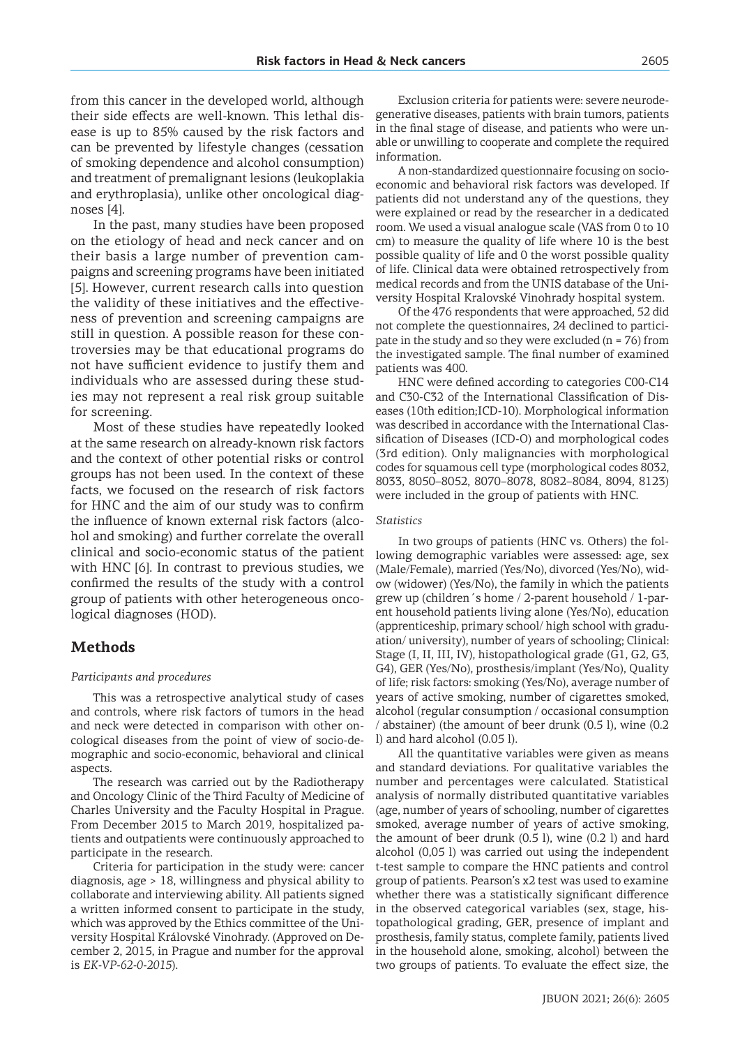from this cancer in the developed world, although their side effects are well-known. This lethal disease is up to 85% caused by the risk factors and can be prevented by lifestyle changes (cessation of smoking dependence and alcohol consumption) and treatment of premalignant lesions (leukoplakia and erythroplasia), unlike other oncological diagnoses [4].

In the past, many studies have been proposed on the etiology of head and neck cancer and on their basis a large number of prevention campaigns and screening programs have been initiated [5]. However, current research calls into question the validity of these initiatives and the effectiveness of prevention and screening campaigns are still in question. A possible reason for these controversies may be that educational programs do not have sufficient evidence to justify them and individuals who are assessed during these studies may not represent a real risk group suitable for screening.

Most of these studies have repeatedly looked at the same research on already-known risk factors and the context of other potential risks or control groups has not been used. In the context of these facts, we focused on the research of risk factors for HNC and the aim of our study was to confirm the influence of known external risk factors (alcohol and smoking) and further correlate the overall clinical and socio-economic status of the patient with HNC [6]. In contrast to previous studies, we confirmed the results of the study with a control group of patients with other heterogeneous oncological diagnoses (HOD).

## Methods

### *Participants and procedures*

This was a retrospective analytical study of cases and controls, where risk factors of tumors in the head and neck were detected in comparison with other oncological diseases from the point of view of socio-demographic and socio-economic, behavioral and clinical aspects.

The research was carried out by the Radiotherapy and Oncology Clinic of the Third Faculty of Medicine of Charles University and the Faculty Hospital in Prague. From December 2015 to March 2019, hospitalized patients and outpatients were continuously approached to participate in the research.

Criteria for participation in the study were: cancer diagnosis, age > 18, willingness and physical ability to collaborate and interviewing ability. All patients signed a written informed consent to participate in the study, which was approved by the Ethics committee of the University Hospital Královské Vinohrady. (Approved on December 2, 2015, in Prague and number for the approval is *EK-VP-62-0-2015*).

Exclusion criteria for patients were: severe neurodegenerative diseases, patients with brain tumors, patients in the final stage of disease, and patients who were unable or unwilling to cooperate and complete the required information.

A non-standardized questionnaire focusing on socio-economic and behavioral risk factors was developed. If patients did not understand any of the questions, they were explained or read by the researcher in a dedicated room. We used a visual analogue scale (VAS from 0 to 10 cm) to measure the quality of life where 10 is the best possible quality of life and 0 the worst possible quality of life. Clinical data were obtained retrospectively from medical records and from the UNIS database of the University Hospital Kralovské Vinohrady hospital system.

Of the 476 respondents that were approached, 52 did not complete the questionnaires, 24 declined to participate in the study and so they were excluded (n = 76) from the investigated sample. The final number of examined patients was 400.

HNC were defined according to categories C00-C14 and C30-C32 of the International Classification of Diseases (10th edition;ICD-10). Morphological information was described in accordance with the International Classification of Diseases (ICD-O) and morphological codes (3rd edition). Only malignancies with morphological codes for squamous cell type (morphological codes 8032, 8033, 8050–8052, 8070–8078, 8082–8084, 8094, 8123) were included in the group of patients with HNC.

### *Statistics*

In two groups of patients (HNC vs. Others) the following demographic variables were assessed: age, sex (Male/Female), married (Yes/No), divorced (Yes/No), widow (widower) (Yes/No), the family in which the patients grew up (children´s home / 2-parent household / 1-parent household patients living alone (Yes/No), education (apprenticeship, primary school/ high school with graduation/ university), number of years of schooling; Clinical: Stage (I, II, III, IV), histopathological grade (G1, G2, G3, G4), GER (Yes/No), prosthesis/implant (Yes/No), Quality of life; risk factors: smoking (Yes/No), average number of years of active smoking, number of cigarettes smoked, alcohol (regular consumption / occasional consumption / abstainer) (the amount of beer drunk (0.5 l), wine (0.2 l) and hard alcohol (0.05 l).

All the quantitative variables were given as means and standard deviations. For qualitative variables the number and percentages were calculated. Statistical analysis of normally distributed quantitative variables (age, number of years of schooling, number of cigarettes smoked, average number of years of active smoking, the amount of beer drunk (0.5 l), wine (0.2 l) and hard alcohol (0,05 l) was carried out using the independent t-test sample to compare the HNC patients and control group of patients. Pearson's $\chi^2$ test was used to examine whether there was a statistically significant difference in the observed categorical variables (sex, stage, histopathological grading, GER, presence of implant and prosthesis, family status, complete family, patients lived in the household alone, smoking, alcohol) between the two groups of patients. To evaluate the effect size, the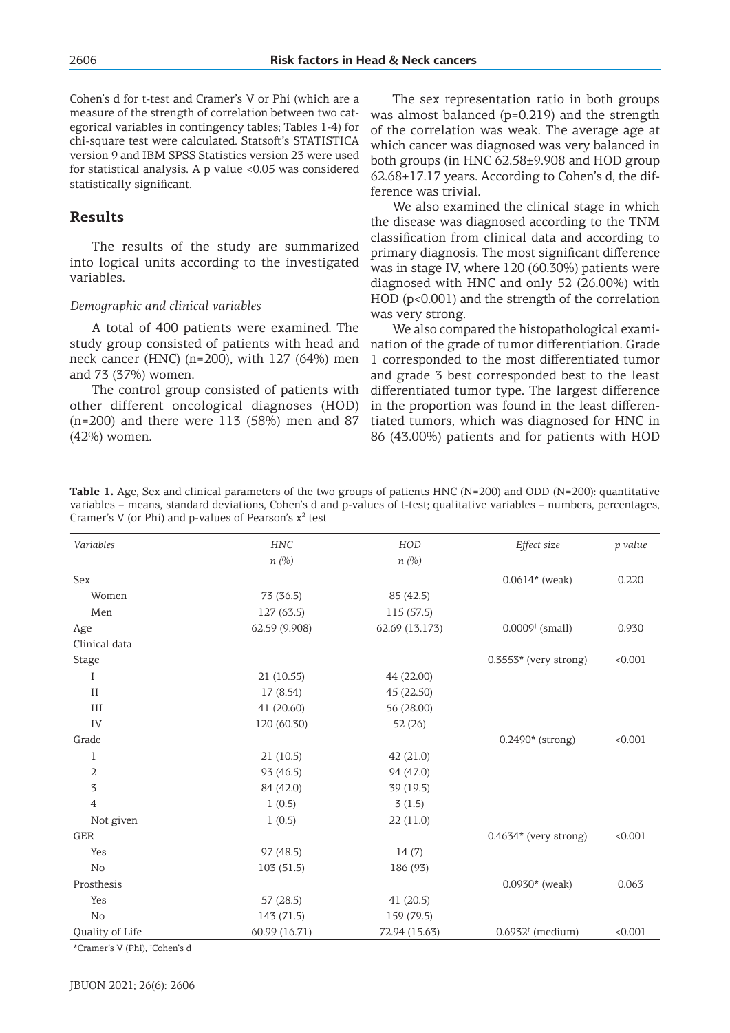Cohen's d for t-test and Cramer's V or Phi (which are a measure of the strength of correlation between two categorical variables in contingency tables; Tables 1-4) for chi-square test were calculated. Statsoft's STATISTICA version 9 and IBM SPSS Statistics version 23 were used for statistical analysis. A p value <0.05 was considered statistically significant.

## Results

The results of the study are summarized into logical units according to the investigated variables.

### *Demographic and clinical variables*

A total of 400 patients were examined. The study group consisted of patients with head and neck cancer (HNC) (n=200), with 127 (64%) men and 73 (37%) women.

The control group consisted of patients with other different oncological diagnoses (HOD) (n=200) and there were 113 (58%) men and 87 (42%) women.

The sex representation ratio in both groups was almost balanced (p=0.219) and the strength of the correlation was weak. The average age at which cancer was diagnosed was very balanced in both groups (in HNC 62.58±9.908 and HOD group 62.68±17.17 years. According to Cohen's d, the difference was trivial.

We also examined the clinical stage in which the disease was diagnosed according to the TNM classification from clinical data and according to primary diagnosis. The most significant difference was in stage IV, where 120 (60.30%) patients were diagnosed with HNC and only 52 (26.00%) with HOD (p<0.001) and the strength of the correlation was very strong.

We also compared the histopathological examination of the grade of tumor differentiation. Grade 1 corresponded to the most differentiated tumor and grade 3 best corresponded best to the least differentiated tumor type. The largest difference in the proportion was found in the least differentiated tumors, which was diagnosed for HNC in 86 (43.00%) patients and for patients with HOD

**Table 1.** Age, Sex and clinical parameters of the two groups of patients HNC (N=200) and ODD (N=200): quantitative variables – means, standard deviations, Cohen's d and p-values of t-test; qualitative variables – numbers, percentages, Cramer's V (or Phi) and p-values of Pearson's $x^2$ test

| *Variables* | *HNC* *n (%)* | *HOD* *n (%)* | *Effect size* | *p value* |
|---|---|---|---|---|
| Sex | | | 0.0614* (weak) | 0.220 |
| Women | 73 (36.5) | 85 (42.5) | | |
| Men | 127 (63.5) | 115 (57.5) | | |
| Age | 62.59 (9.908) | 62.69 (13.173) | 0.0009† (small) | 0.930 |
| Clinical data | | | | |
| Stage | | | 0.3553* (very strong) | <0.001 |
| I | 21 (10.55) | 44 (22.00) | | |
| II | 17 (8.54) | 45 (22.50) | | |
| III | 41 (20.60) | 56 (28.00) | | |
| IV | 120 (60.30) | 52 (26) | | |
| Grade | | | 0.2490* (strong) | <0.001 |
| 1 | 21 (10.5) | 42 (21.0) | | |
| 2 | 93 (46.5) | 94 (47.0) | | |
| 3 | 84 (42.0) | 39 (19.5) | | |
| 4 | 1 (0.5) | 3 (1.5) | | |
| Not given | 1 (0.5) | 22 (11.0) | | |
| GER | | | 0.4634* (very strong) | <0.001 |
| Yes | 97 (48.5) | 14 (7) | | |
| No | 103 (51.5) | 186 (93) | | |
| Prosthesis | | | 0.0930* (weak) | 0.063 |
| Yes | 57 (28.5) | 41 (20.5) | | |
| No | 143 (71.5) | 159 (79.5) | | |
| Quality of Life | 60.99 (16.71) | 72.94 (15.63) | 0.6932† (medium) | <0.001 |

*Cramer's V (Phi), †Cohen's d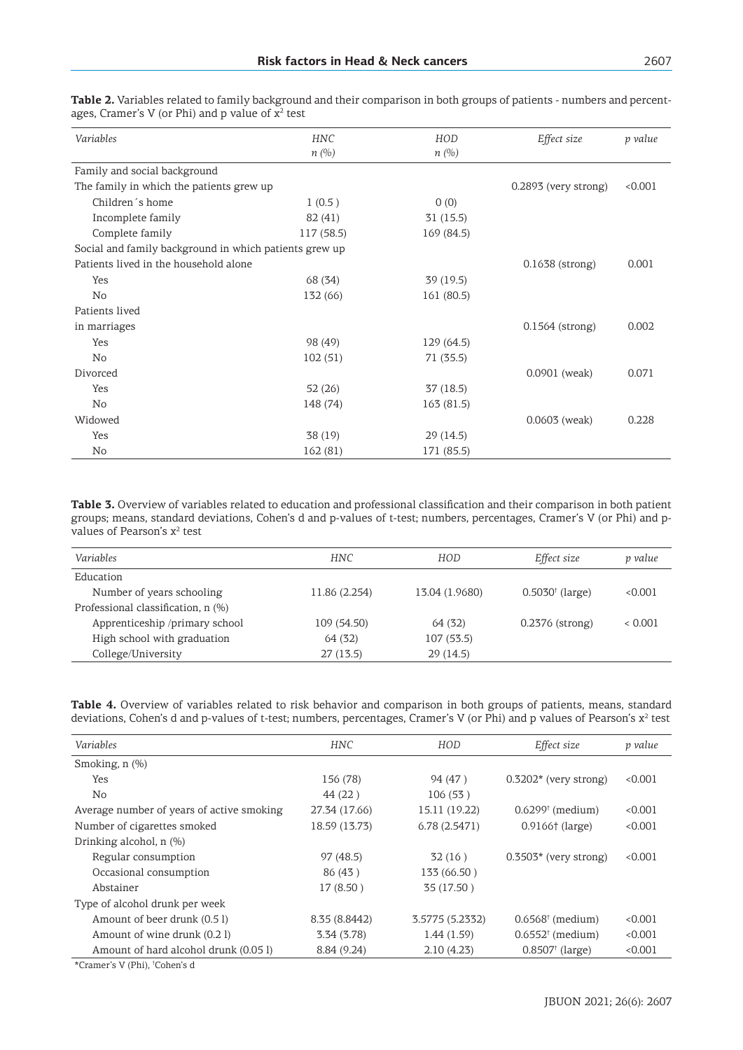**Table 2.** Variables related to family background and their comparison in both groups of patients - numbers and percentages, Cramer's V (or Phi) and p value of $x^2$ test

| *Variables* | *HNC* *n (%)* | *HOD* *n (%)* | *Effect size* | *p value* |
|---|---|---|---|---|
| Family and social background | | | | |
| The family in which the patients grew up | | | 0.2893 (very strong) | <0.001 |
| Children´s home | 1 (0.5 ) | 0 (0) | | |
| Incomplete family | 82 (41) | 31 (15.5) | | |
| Complete family | 117 (58.5) | 169 (84.5) | | |
| Social and family background in which patients grew up | | | | |
| Patients lived in the household alone | | | 0.1638 (strong) | 0.001 |
| Yes | 68 (34) | 39 (19.5) | | |
| No | 132 (66) | 161 (80.5) | | |
| Patients lived in marriages | | | 0.1564 (strong) | 0.002 |
| Yes | 98 (49) | 129 (64.5) | | |
| No | 102 (51) | 71 (35.5) | | |
| Divorced | | | 0.0901 (weak) | 0.071 |
| Yes | 52 (26) | 37 (18.5) | | |
| No | 148 (74) | 163 (81.5) | | |
| Widowed | | | 0.0603 (weak) | 0.228 |
| Yes | 38 (19) | 29 (14.5) | | |
| No | 162 (81) | 171 (85.5) | | |

**Table 3.** Overview of variables related to education and professional classification and their comparison in both patient groups; means, standard deviations, Cohen's d and p-values of t-test; numbers, percentages, Cramer's V (or Phi) and p-values of Pearson's $x^2$ test

| *Variables* | *HNC* | *HOD* | *Effect size* | *p value* |
|---|---|---|---|---|
| Education | | | | |
| Number of years schooling | 11.86 (2.254) | 13.04 (1.9680) | 0.5030† (large) | <0.001 |
| Professional classification, n (%) | | | | |
| Apprenticeship /primary school | 109 (54.50) | 64 (32) | 0.2376 (strong) | < 0.001 |
| High school with graduation | 64 (32) | 107 (53.5) | | |
| College/University | 27 (13.5) | 29 (14.5) | | |

**Table 4.** Overview of variables related to risk behavior and comparison in both groups of patients, means, standard deviations, Cohen's d and p-values of t-test; numbers, percentages, Cramer's V (or Phi) and p values of Pearson's $x^2$ test

| *Variables* | *HNC* | *HOD* | *Effect size* | *p value* |
|---|---|---|---|---|
| Smoking, n (%) | | | | |
| Yes | 156 (78) | 94 (47 ) | 0.3202* (very strong) | <0.001 |
| No | 44 (22 ) | 106 (53 ) | | |
| Average number of years of active smoking | 27.34 (17.66) | 15.11 (19.22) | 0.6299† (medium) | <0.001 |
| Number of cigarettes smoked | 18.59 (13.73) | 6.78 (2.5471) | 0.9166† (large) | <0.001 |
| Drinking alcohol, n (%) | | | | |
| Regular consumption | 97 (48.5) | 32 (16 ) | 0.3503* (very strong) | <0.001 |
| Occasional consumption | 86 (43 ) | 133 (66.50 ) | | |
| Abstainer | 17 (8.50 ) | 35 (17.50 ) | | |
| Type of alcohol drunk per week | | | | |
| Amount of beer drunk (0.5 l) | 8.35 (8.8442) | 3.5775 (5.2332) | 0.6568† (medium) | <0.001 |
| Amount of wine drunk (0.2 l) | 3.34 (3.78) | 1.44 (1.59) | 0.6552† (medium) | <0.001 |
| Amount of hard alcohol drunk (0.05 l) | 8.84 (9.24) | 2.10 (4.23) | 0.8507† (large) | <0.001 |

*Cramer's V (Phi), †Cohen's d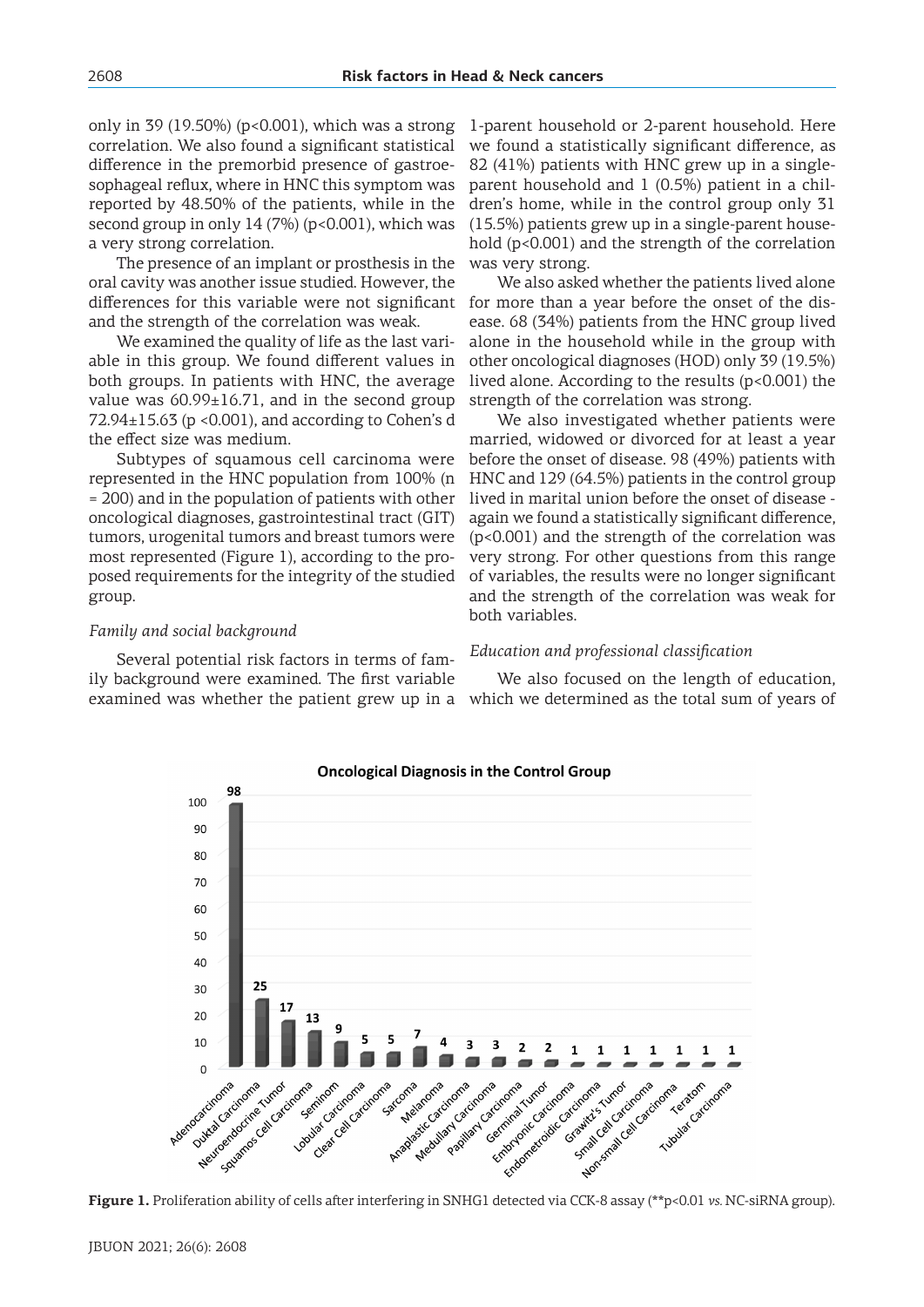only in 39 (19.50%) (p<0.001), which was a strong correlation. We also found a significant statistical difference in the premorbid presence of gastroesophageal reflux, where in HNC this symptom was reported by 48.50% of the patients, while in the second group in only 14 (7%) (p<0.001), which was a very strong correlation.

The presence of an implant or prosthesis in the oral cavity was another issue studied. However, the differences for this variable were not significant and the strength of the correlation was weak.

We examined the quality of life as the last variable in this group. We found different values in both groups. In patients with HNC, the average value was 60.99±16.71, and in the second group 72.94±15.63 (p <0.001), and according to Cohen's d the effect size was medium.

Subtypes of squamous cell carcinoma were represented in the HNC population from 100% (n = 200) and in the population of patients with other oncological diagnoses, gastrointestinal tract (GIT) tumors, urogenital tumors and breast tumors were most represented (Figure 1), according to the proposed requirements for the integrity of the studied group.

*Family and social background*

Several potential risk factors in terms of family background were examined. The first variable examined was whether the patient grew up in a 1-parent household or 2-parent household. Here we found a statistically significant difference, as 82 (41%) patients with HNC grew up in a single-parent household and 1 (0.5%) patient in a children's home, while in the control group only 31 (15.5%) patients grew up in a single-parent household (p<0.001) and the strength of the correlation was very strong.

We also asked whether the patients lived alone for more than a year before the onset of the disease. 68 (34%) patients from the HNC group lived alone in the household while in the group with other oncological diagnoses (HOD) only 39 (19.5%) lived alone. According to the results (p<0.001) the strength of the correlation was strong.

We also investigated whether patients were married, widowed or divorced for at least a year before the onset of disease. 98 (49%) patients with HNC and 129 (64.5%) patients in the control group lived in marital union before the onset of disease - again we found a statistically significant difference, (p<0.001) and the strength of the correlation was very strong. For other questions from this range of variables, the results were no longer significant and the strength of the correlation was weak for both variables.

*Education and professional classification*

We also focused on the length of education, which we determined as the total sum of years of

**Oncological Diagnosis in the Control Group**

| Diagnosis | Count |
|---|---|
| Adenocarcinoma | 98 |
| Duktal Carcinoma | 25 |
| Neuroendocrine Tumor | 17 |
| Squamos Cell Carcinoma | 13 |
| Seminom | 9 |
| Lobular Carcinoma | 5 |
| Clear Cell Carcinoma | 5 |
| Sarcoma | 7 |
| Melanoma | 4 |
| Anaplastic Carcinoma | 3 |
| Medullary Carcinoma | 3 |
| Papillary Carcinoma | 2 |
| Germinal Tumor | 2 |
| Embryonic Carcinoma | 1 |
| Endometroidic Carcinoma | 1 |
| Grawitz's Tumor | 1 |
| Small Cell Carcinoma | 1 |
| Non-small Cell Carcinoma | 1 |
| Teratom | 1 |
| Tubular Carcinoma | 1 |

**Figure 1.** Proliferation ability of cells after interfering in SNHG1 detected via CCK-8 assay (**p<0.01 *vs.* NC-siRNA group).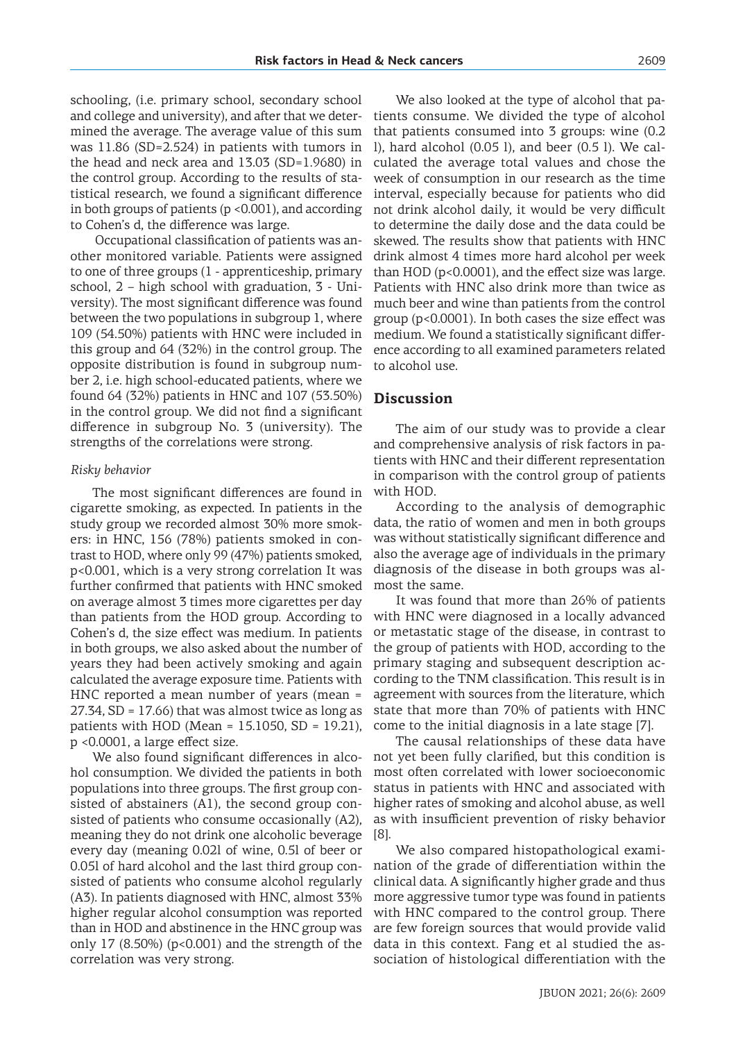schooling, (i.e. primary school, secondary school and college and university), and after that we determined the average. The average value of this sum was 11.86 (SD=2.524) in patients with tumors in the head and neck area and 13.03 (SD=1.9680) in the control group. According to the results of statistical research, we found a significant difference in both groups of patients ($p < 0.001$), and according to Cohen's d, the difference was large.

Occupational classification of patients was another monitored variable. Patients were assigned to one of three groups (1 - apprenticeship, primary school, 2 – high school with graduation, 3 - University). The most significant difference was found between the two populations in subgroup 1, where 109 (54.50%) patients with HNC were included in this group and 64 (32%) in the control group. The opposite distribution is found in subgroup number 2, i.e. high school-educated patients, where we found 64 (32%) patients in HNC and 107 (53.50%) in the control group. We did not find a significant difference in subgroup No. 3 (university). The strengths of the correlations were strong.

*Risky behavior*

The most significant differences are found in cigarette smoking, as expected. In patients in the study group we recorded almost 30% more smokers: in HNC, 156 (78%) patients smoked in contrast to HOD, where only 99 (47%) patients smoked, $p<0.001$, which is a very strong correlation It was further confirmed that patients with HNC smoked on average almost 3 times more cigarettes per day than patients from the HOD group. According to Cohen's d, the size effect was medium. In patients in both groups, we also asked about the number of years they had been actively smoking and again calculated the average exposure time. Patients with HNC reported a mean number of years (mean = 27.34, SD = 17.66) that was almost twice as long as patients with HOD (Mean = 15.1050, SD = 19.21), $p < 0.0001$, a large effect size.

We also found significant differences in alcohol consumption. We divided the patients in both populations into three groups. The first group consisted of abstainers (A1), the second group consisted of patients who consume occasionally (A2), meaning they do not drink one alcoholic beverage every day (meaning 0.02l of wine, 0.5l of beer or 0.05l of hard alcohol and the last third group consisted of patients who consume alcohol regularly (A3). In patients diagnosed with HNC, almost 33% higher regular alcohol consumption was reported than in HOD and abstinence in the HNC group was only 17 (8.50%) ($p<0.001$) and the strength of the correlation was very strong.

We also looked at the type of alcohol that patients consume. We divided the type of alcohol that patients consumed into 3 groups: wine (0.2 l), hard alcohol (0.05 l), and beer (0.5 l). We calculated the average total values and chose the week of consumption in our research as the time interval, especially because for patients who did not drink alcohol daily, it would be very difficult to determine the daily dose and the data could be skewed. The results show that patients with HNC drink almost 4 times more hard alcohol per week than HOD ($p<0.0001$), and the effect size was large. Patients with HNC also drink more than twice as much beer and wine than patients from the control group ($p<0.0001$). In both cases the size effect was medium. We found a statistically significant difference according to all examined parameters related to alcohol use.

## Discussion

The aim of our study was to provide a clear and comprehensive analysis of risk factors in patients with HNC and their different representation in comparison with the control group of patients with HOD.

According to the analysis of demographic data, the ratio of women and men in both groups was without statistically significant difference and also the average age of individuals in the primary diagnosis of the disease in both groups was almost the same.

It was found that more than 26% of patients with HNC were diagnosed in a locally advanced or metastatic stage of the disease, in contrast to the group of patients with HOD, according to the primary staging and subsequent description according to the TNM classification. This result is in agreement with sources from the literature, which state that more than 70% of patients with HNC come to the initial diagnosis in a late stage [7].

The causal relationships of these data have not yet been fully clarified, but this condition is most often correlated with lower socioeconomic status in patients with HNC and associated with higher rates of smoking and alcohol abuse, as well as with insufficient prevention of risky behavior [8].

We also compared histopathological examination of the grade of differentiation within the clinical data. A significantly higher grade and thus more aggressive tumor type was found in patients with HNC compared to the control group. There are few foreign sources that would provide valid data in this context. Fang et al studied the association of histological differentiation with the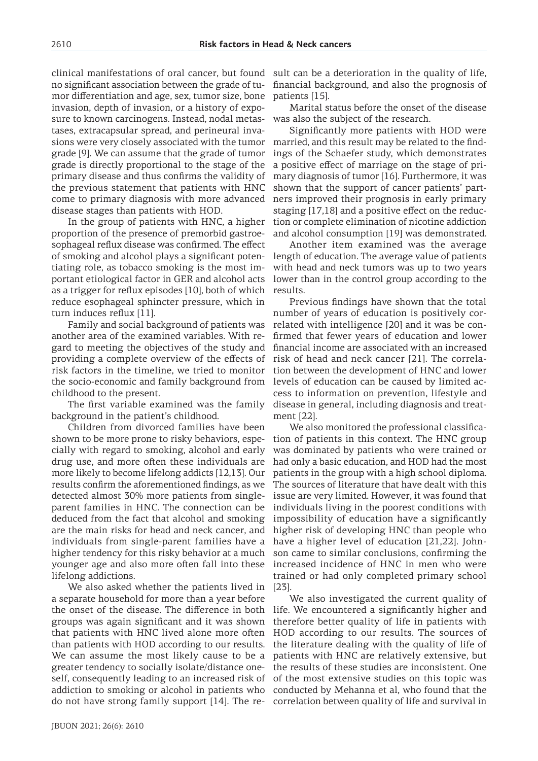clinical manifestations of oral cancer, but found no significant association between the grade of tumor differentiation and age, sex, tumor size, bone invasion, depth of invasion, or a history of exposure to known carcinogens. Instead, nodal metastases, extracapsular spread, and perineural invasions were very closely associated with the tumor grade [9]. We can assume that the grade of tumor grade is directly proportional to the stage of the primary disease and thus confirms the validity of the previous statement that patients with HNC come to primary diagnosis with more advanced disease stages than patients with HOD.

In the group of patients with HNC, a higher proportion of the presence of premorbid gastroesophageal reflux disease was confirmed. The effect of smoking and alcohol plays a significant potentiating role, as tobacco smoking is the most important etiological factor in GER and alcohol acts as a trigger for reflux episodes [10], both of which reduce esophageal sphincter pressure, which in turn induces reflux [11].

Family and social background of patients was another area of the examined variables. With regard to meeting the objectives of the study and providing a complete overview of the effects of risk factors in the timeline, we tried to monitor the socio-economic and family background from childhood to the present.

The first variable examined was the family background in the patient's childhood.

Children from divorced families have been shown to be more prone to risky behaviors, especially with regard to smoking, alcohol and early drug use, and more often these individuals are more likely to become lifelong addicts [12,13]. Our results confirm the aforementioned findings, as we detected almost 30% more patients from single-parent families in HNC. The connection can be deduced from the fact that alcohol and smoking are the main risks for head and neck cancer, and individuals from single-parent families have a higher tendency for this risky behavior at a much younger age and also more often fall into these lifelong addictions.

We also asked whether the patients lived in a separate household for more than a year before the onset of the disease. The difference in both groups was again significant and it was shown that patients with HNC lived alone more often than patients with HOD according to our results. We can assume the most likely cause to be a greater tendency to socially isolate/distance oneself, consequently leading to an increased risk of addiction to smoking or alcohol in patients who do not have strong family support [14]. The result can be a deterioration in the quality of life, financial background, and also the prognosis of patients [15].

Marital status before the onset of the disease was also the subject of the research.

Significantly more patients with HOD were married, and this result may be related to the findings of the Schaefer study, which demonstrates a positive effect of marriage on the stage of primary diagnosis of tumor [16]. Furthermore, it was shown that the support of cancer patients' partners improved their prognosis in early primary staging [17,18] and a positive effect on the reduction or complete elimination of nicotine addiction and alcohol consumption [19] was demonstrated.

Another item examined was the average length of education. The average value of patients with head and neck tumors was up to two years lower than in the control group according to the results.

Previous findings have shown that the total number of years of education is positively correlated with intelligence [20] and it was be confirmed that fewer years of education and lower financial income are associated with an increased risk of head and neck cancer [21]. The correlation between the development of HNC and lower levels of education can be caused by limited access to information on prevention, lifestyle and disease in general, including diagnosis and treatment [22].

We also monitored the professional classification of patients in this context. The HNC group was dominated by patients who were trained or had only a basic education, and HOD had the most patients in the group with a high school diploma. The sources of literature that have dealt with this issue are very limited. However, it was found that individuals living in the poorest conditions with impossibility of education have a significantly higher risk of developing HNC than people who have a higher level of education [21,22]. Johnson came to similar conclusions, confirming the increased incidence of HNC in men who were trained or had only completed primary school [23].

We also investigated the current quality of life. We encountered a significantly higher and therefore better quality of life in patients with HOD according to our results. The sources of the literature dealing with the quality of life of patients with HNC are relatively extensive, but the results of these studies are inconsistent. One of the most extensive studies on this topic was conducted by Mehanna et al, who found that the correlation between quality of life and survival in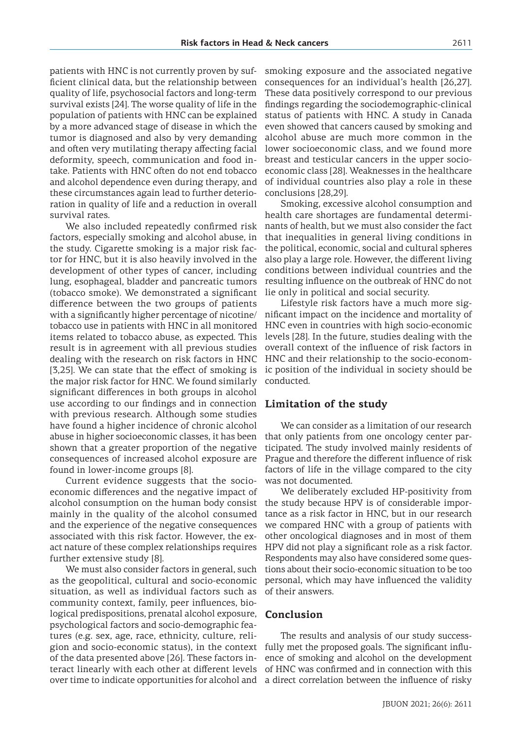patients with HNC is not currently proven by sufficient clinical data, but the relationship between quality of life, psychosocial factors and long-term survival exists [24]. The worse quality of life in the population of patients with HNC can be explained by a more advanced stage of disease in which the tumor is diagnosed and also by very demanding and often very mutilating therapy affecting facial deformity, speech, communication and food intake. Patients with HNC often do not end tobacco and alcohol dependence even during therapy, and these circumstances again lead to further deterioration in quality of life and a reduction in overall survival rates.

We also included repeatedly confirmed risk factors, especially smoking and alcohol abuse, in the study. Cigarette smoking is a major risk factor for HNC, but it is also heavily involved in the development of other types of cancer, including lung, esophageal, bladder and pancreatic tumors (tobacco smoke). We demonstrated a significant difference between the two groups of patients with a significantly higher percentage of nicotine/tobacco use in patients with HNC in all monitored items related to tobacco abuse, as expected. This result is in agreement with all previous studies dealing with the research on risk factors in HNC [3,25]. We can state that the effect of smoking is the major risk factor for HNC. We found similarly significant differences in both groups in alcohol use according to our findings and in connection with previous research. Although some studies have found a higher incidence of chronic alcohol abuse in higher socioeconomic classes, it has been shown that a greater proportion of the negative consequences of increased alcohol exposure are found in lower-income groups [8].

Current evidence suggests that the socioeconomic differences and the negative impact of alcohol consumption on the human body consist mainly in the quality of the alcohol consumed and the experience of the negative consequences associated with this risk factor. However, the exact nature of these complex relationships requires further extensive study [8].

We must also consider factors in general, such as the geopolitical, cultural and socio-economic situation, as well as individual factors such as community context, family, peer influences, biological predispositions, prenatal alcohol exposure, psychological factors and socio-demographic features (e.g. sex, age, race, ethnicity, culture, religion and socio-economic status), in the context of the data presented above [26]. These factors interact linearly with each other at different levels over time to indicate opportunities for alcohol and smoking exposure and the associated negative consequences for an individual's health [26,27]. These data positively correspond to our previous findings regarding the sociodemographic-clinical status of patients with HNC. A study in Canada even showed that cancers caused by smoking and alcohol abuse are much more common in the lower socioeconomic class, and we found more breast and testicular cancers in the upper socioeconomic class [28]. Weaknesses in the healthcare of individual countries also play a role in these conclusions [28,29].

Smoking, excessive alcohol consumption and health care shortages are fundamental determinants of health, but we must also consider the fact that inequalities in general living conditions in the political, economic, social and cultural spheres also play a large role. However, the different living conditions between individual countries and the resulting influence on the outbreak of HNC do not lie only in political and social security.

Lifestyle risk factors have a much more significant impact on the incidence and mortality of HNC even in countries with high socio-economic levels [28]. In the future, studies dealing with the overall context of the influence of risk factors in HNC and their relationship to the socio-economic position of the individual in society should be conducted.

## Limitation of the study

We can consider as a limitation of our research that only patients from one oncology center participated. The study involved mainly residents of Prague and therefore the different influence of risk factors of life in the village compared to the city was not documented.

We deliberately excluded HP-positivity from the study because HPV is of considerable importance as a risk factor in HNC, but in our research we compared HNC with a group of patients with other oncological diagnoses and in most of them HPV did not play a significant role as a risk factor. Respondents may also have considered some questions about their socio-economic situation to be too personal, which may have influenced the validity of their answers.

## Conclusion

The results and analysis of our study successfully met the proposed goals. The significant influence of smoking and alcohol on the development of HNC was confirmed and in connection with this a direct correlation between the influence of risky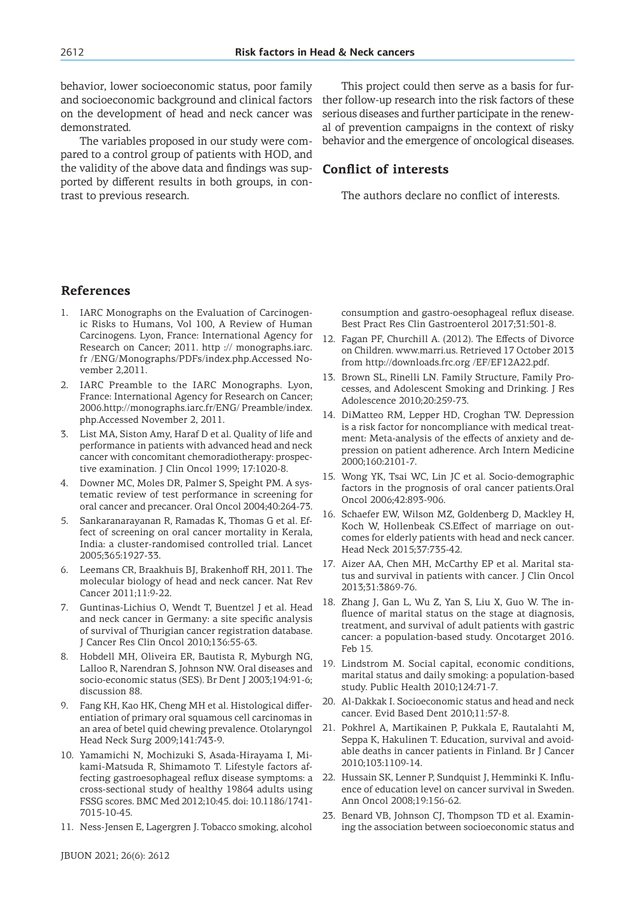behavior, lower socioeconomic status, poor family and socioeconomic background and clinical factors on the development of head and neck cancer was demonstrated.

The variables proposed in our study were compared to a control group of patients with HOD, and the validity of the above data and findings was supported by different results in both groups, in contrast to previous research.

This project could then serve as a basis for further follow-up research into the risk factors of these serious diseases and further participate in the renewal of prevention campaigns in the context of risky behavior and the emergence of oncological diseases.

## Conflict of interests

The authors declare no conflict of interests.

## References

1. IARC Monographs on the Evaluation of Carcinogenic Risks to Humans, Vol 100, A Review of Human Carcinogens. Lyon, France: International Agency for Research on Cancer; 2011. http :// monographs.iarc.fr /ENG/Monographs/PDFs/index.php.Accessed November 2,2011.
2. IARC Preamble to the IARC Monographs. Lyon, France: International Agency for Research on Cancer; 2006.http://monographs.iarc.fr/ENG/ Preamble/index.php.Accessed November 2, 2011.
3. List MA, Siston Amy, Haraf D et al. Quality of life and performance in patients with advanced head and neck cancer with concomitant chemoradiotherapy: prospective examination. J Clin Oncol 1999; 17:1020-8.
4. Downer MC, Moles DR, Palmer S, Speight PM. A systematic review of test performance in screening for oral cancer and precancer. Oral Oncol 2004;40:264-73.
5. Sankaranarayanan R, Ramadas K, Thomas G et al. Effect of screening on oral cancer mortality in Kerala, India: a cluster-randomised controlled trial. Lancet 2005;365:1927-33.
6. Leemans CR, Braakhuis BJ, Brakenhoff RH, 2011. The molecular biology of head and neck cancer. Nat Rev Cancer 2011;11:9-22.
7. Guntinas-Lichius O, Wendt T, Buentzel J et al. Head and neck cancer in Germany: a site specific analysis of survival of Thurigian cancer registration database. J Cancer Res Clin Oncol 2010;136:55-63.
8. Hobdell MH, Oliveira ER, Bautista R, Myburgh NG, Lalloo R, Narendran S, Johnson NW. Oral diseases and socio-economic status (SES). Br Dent J 2003;194:91-6; discussion 88.
9. Fang KH, Kao HK, Cheng MH et al. Histological differentiation of primary oral squamous cell carcinomas in an area of betel quid chewing prevalence. Otolaryngol Head Neck Surg 2009;141:743-9.
10. Yamamichi N, Mochizuki S, Asada-Hirayama I, Mikami-Matsuda R, Shimamoto T. Lifestyle factors affecting gastroesophageal reflux disease symptoms: a cross-sectional study of healthy 19864 adults using FSSG scores. BMC Med 2012;10:45. doi: 10.1186/1741-7015-10-45.
11. Ness-Jensen E, Lagergren J. Tobacco smoking, alcohol consumption and gastro-oesophageal reflux disease. Best Pract Res Clin Gastroenterol 2017;31:501-8.
12. Fagan PF, Churchill A. (2012). The Effects of Divorce on Children. www.marri.us. Retrieved 17 October 2013 from http://downloads.frc.org /EF/EF12A22.pdf.
13. Brown SL, Rinelli LN. Family Structure, Family Processes, and Adolescent Smoking and Drinking. J Res Adolescence 2010;20:259-73.
14. DiMatteo RM, Lepper HD, Croghan TW. Depression is a risk factor for noncompliance with medical treatment: Meta-analysis of the effects of anxiety and depression on patient adherence. Arch Intern Medicine 2000;160:2101-7.
15. Wong YK, Tsai WC, Lin JC et al. Socio-demographic factors in the prognosis of oral cancer patients.Oral Oncol 2006;42:893-906.
16. Schaefer EW, Wilson MZ, Goldenberg D, Mackley H, Koch W, Hollenbeak CS.Effect of marriage on outcomes for elderly patients with head and neck cancer. Head Neck 2015;37:735-42.
17. Aizer AA, Chen MH, McCarthy EP et al. Marital status and survival in patients with cancer. J Clin Oncol 2013;31:3869-76.
18. Zhang J, Gan L, Wu Z, Yan S, Liu X, Guo W. The influence of marital status on the stage at diagnosis, treatment, and survival of adult patients with gastric cancer: a population-based study. Oncotarget 2016. Feb 15.
19. Lindstrom M. Social capital, economic conditions, marital status and daily smoking: a population-based study. Public Health 2010;124:71-7.
20. Al-Dakkak I. Socioeconomic status and head and neck cancer. Evid Based Dent 2010;11:57-8.
21. Pokhrel A, Martikainen P, Pukkala E, Rautalahti M, Seppa K, Hakulinen T. Education, survival and avoidable deaths in cancer patients in Finland. Br J Cancer 2010;103:1109-14.
22. Hussain SK, Lenner P, Sundquist J, Hemminki K. Influence of education level on cancer survival in Sweden. Ann Oncol 2008;19:156-62.
23. Benard VB, Johnson CJ, Thompson TD et al. Examining the association between socioeconomic status and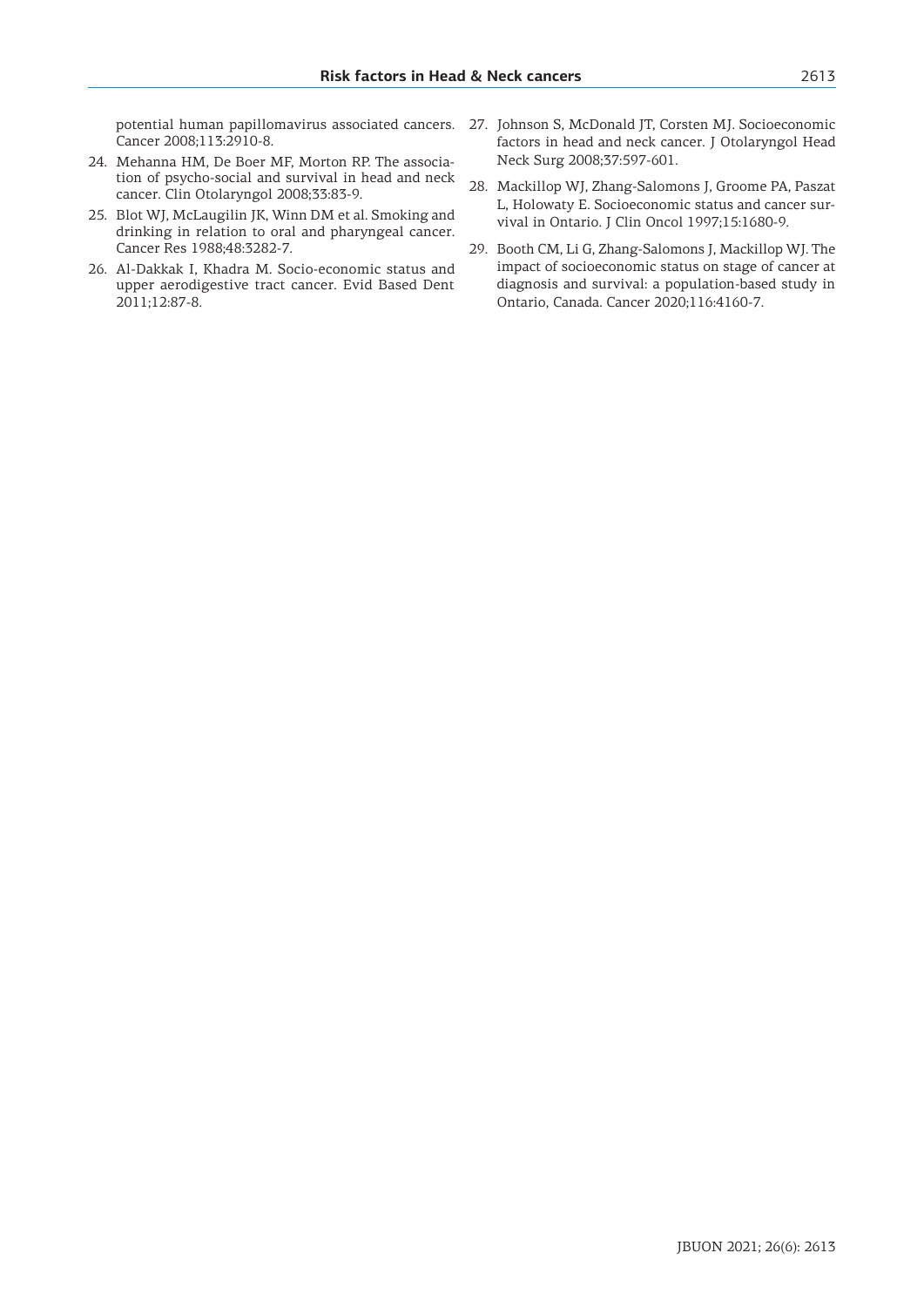potential human papillomavirus associated cancers. Cancer 2008;113:2910-8.

24. Mehanna HM, De Boer MF, Morton RP. The association of psycho-social and survival in head and neck cancer. Clin Otolaryngol 2008;33:83-9.
25. Blot WJ, McLaugilin JK, Winn DM et al. Smoking and drinking in relation to oral and pharyngeal cancer. Cancer Res 1988;48:3282-7.
26. Al-Dakkak I, Khadra M. Socio-economic status and upper aerodigestive tract cancer. Evid Based Dent 2011;12:87-8.
27. Johnson S, McDonald JT, Corsten MJ. Socioeconomic factors in head and neck cancer. J Otolaryngol Head Neck Surg 2008;37:597-601.
28. Mackillop WJ, Zhang-Salomons J, Groome PA, Paszat L, Holowaty E. Socioeconomic status and cancer survival in Ontario. J Clin Oncol 1997;15:1680-9.
29. Booth CM, Li G, Zhang-Salomons J, Mackillop WJ. The impact of socioeconomic status on stage of cancer at diagnosis and survival: a population-based study in Ontario, Canada. Cancer 2020;116:4160-7.